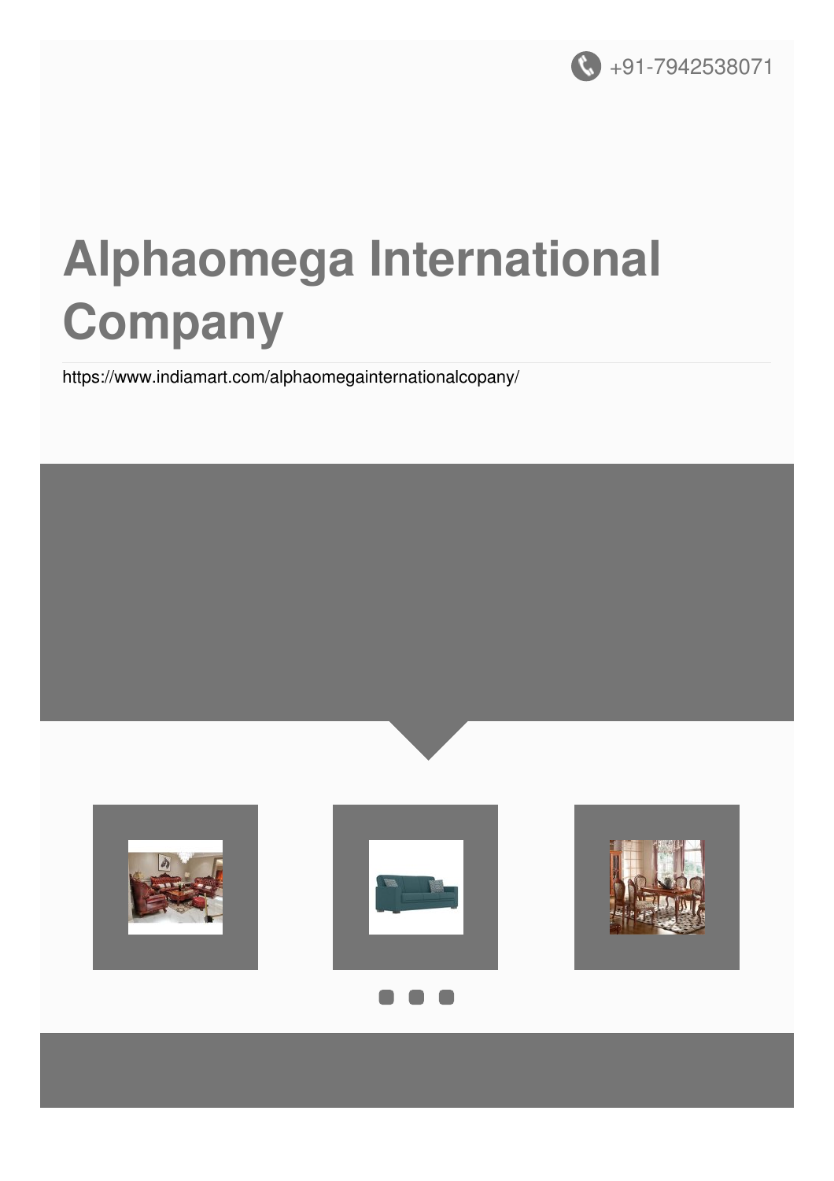+91-7942538071

# Alphaomega International Company

https://www.indiamart.com/alphaomegainternationalcopany/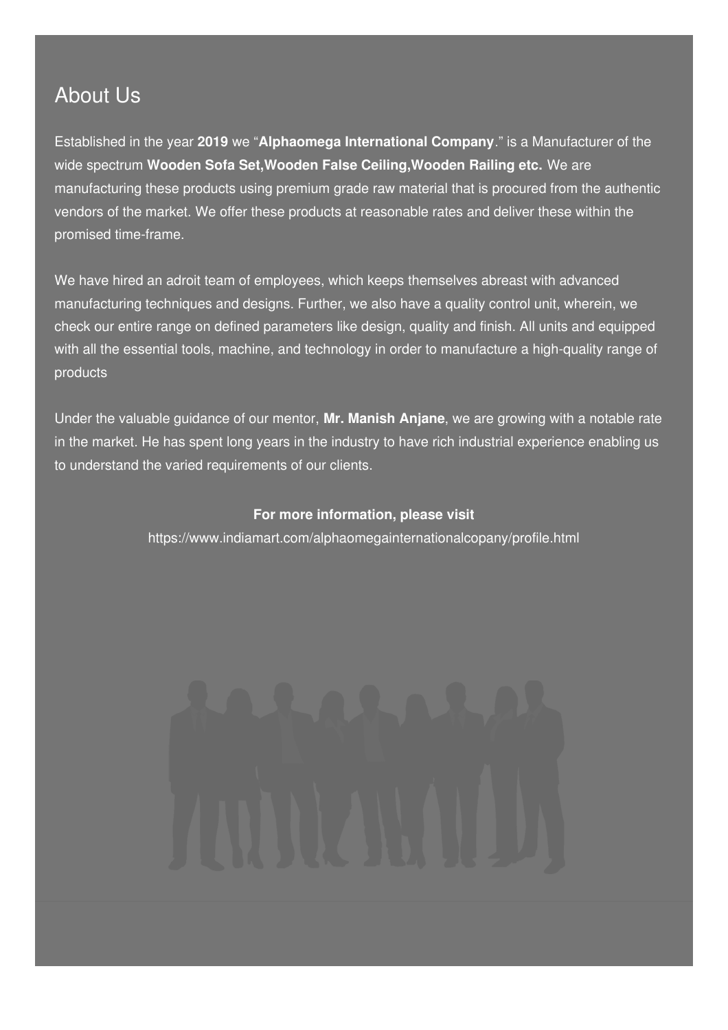## About Us

Established in the year **2019** we "**Alphaomega International Company**." is a Manufacturer of the wide spectrum **Wooden Sofa Set,Wooden False Ceiling,Wooden Railing etc.** We are manufacturing these products using premium grade raw material that is procured from the authentic vendors of the market. We offer these products at reasonable rates and deliver these within the promised time-frame.

We have hired an adroit team of employees, which keeps themselves abreast with advanced manufacturing techniques and designs. Further, we also have a quality control unit, wherein, we check our entire range on defined parameters like design, quality and finish. All units and equipped with all the essential tools, machine, and technology in order to manufacture a high-quality range of products

Under the valuable guidance of our mentor, **Mr. Manish Anjane**, we are growing with a notable rate in the market. He has spent long years in the industry to have rich industrial experience enabling us to understand the varied requirements of our clients.

**For more information, please visit**

https://www.indiamart.com/alphaomegainternationalcopany/profile.html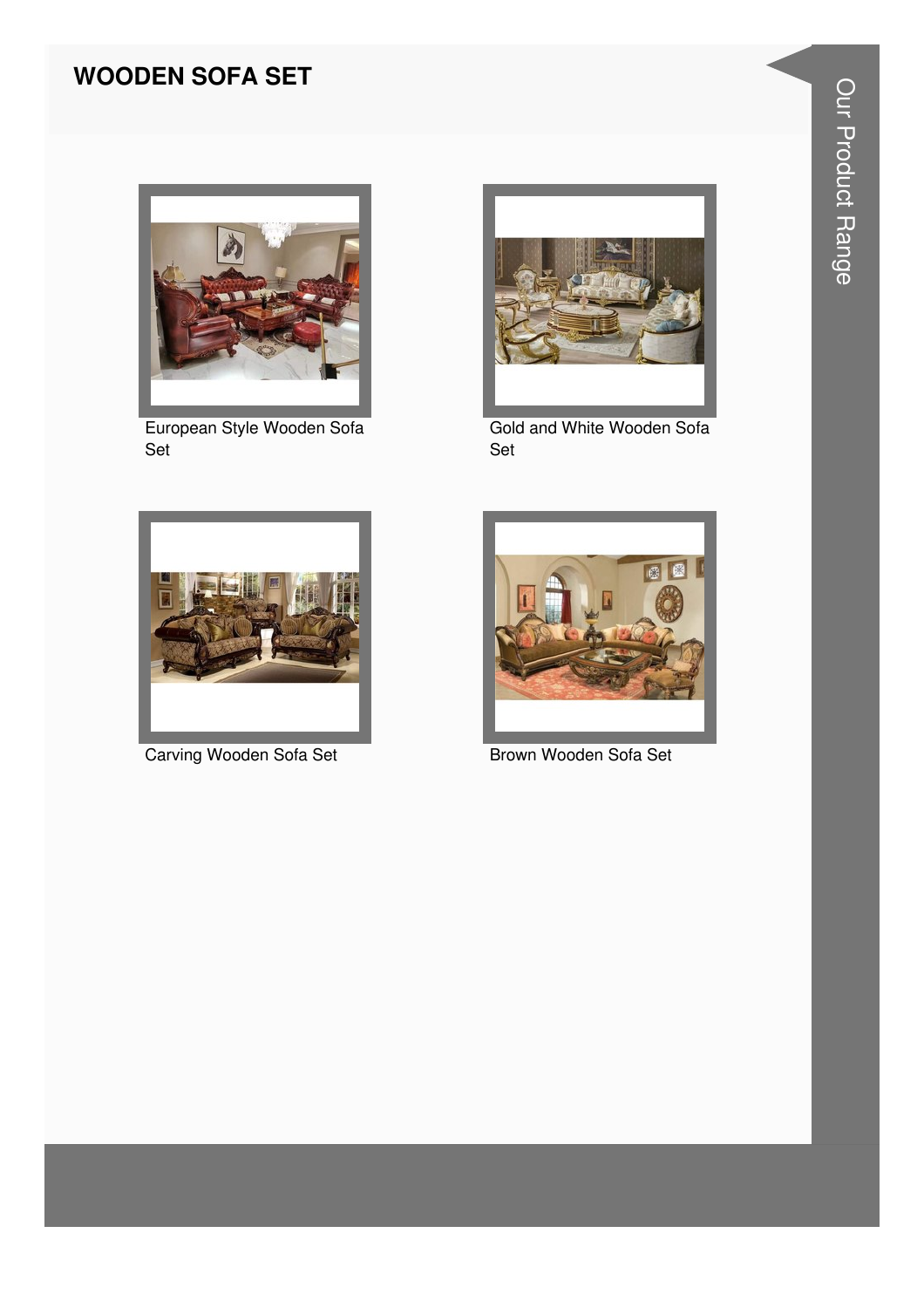## WOODEN SOFA SET

European Style Wooden Sofa Set

Gold and White Wooden Sofa Set

Carving Wooden Sofa Set

Brown Wooden Sofa Set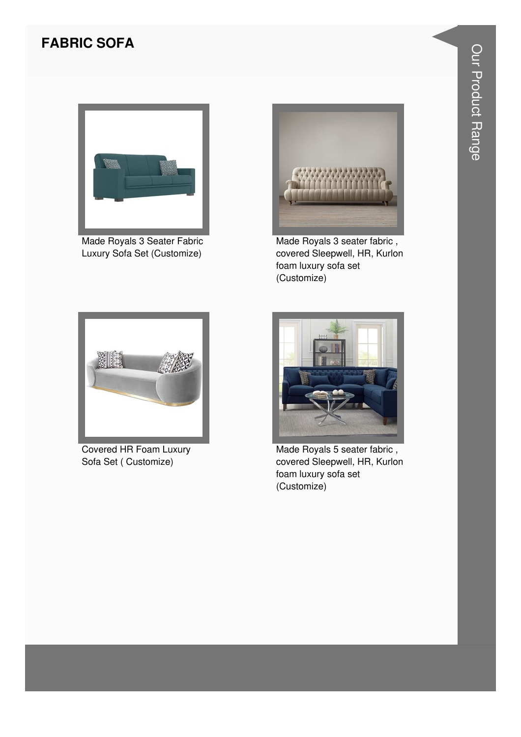# FABRIC SOFA

Made Royals 3 Seater Fabric Luxury Sofa Set (Customize)

Made Royals 3 seater fabric , covered Sleepwell, HR, Kurlon foam luxury sofa set (Customize)

Covered HR Foam Luxury Sofa Set ( Customize)

Made Royals 5 seater fabric , covered Sleepwell, HR, Kurlon foam luxury sofa set (Customize)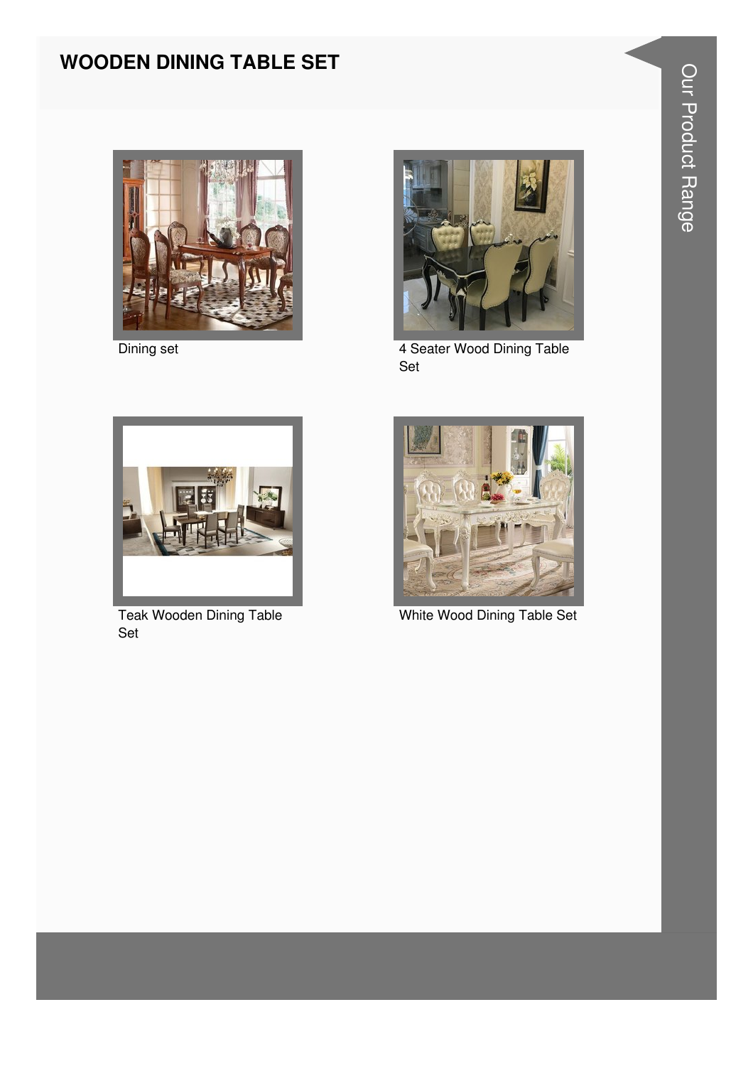# WOODEN DINING TABLE SET

Dining set

4 Seater Wood Dining Table Set

Teak Wooden Dining Table Set

White Wood Dining Table Set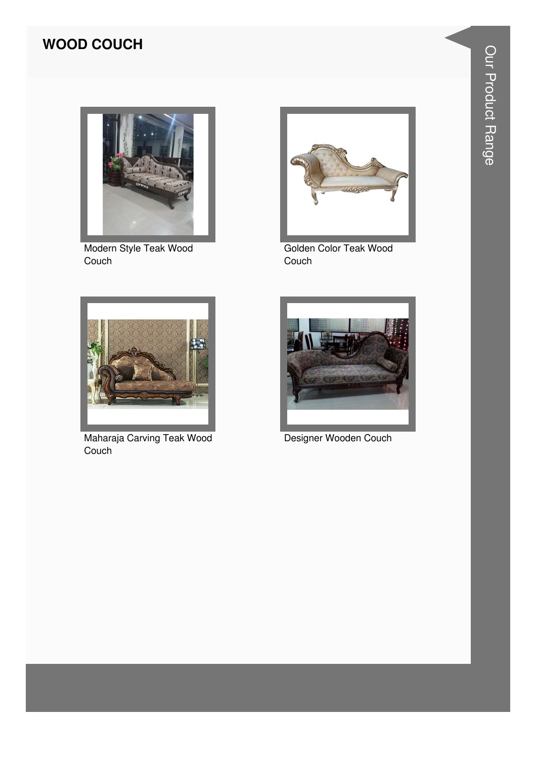## WOOD COUCH

Modern Style Teak Wood Couch

Golden Color Teak Wood Couch

Maharaja Carving Teak Wood Couch

Designer Wooden Couch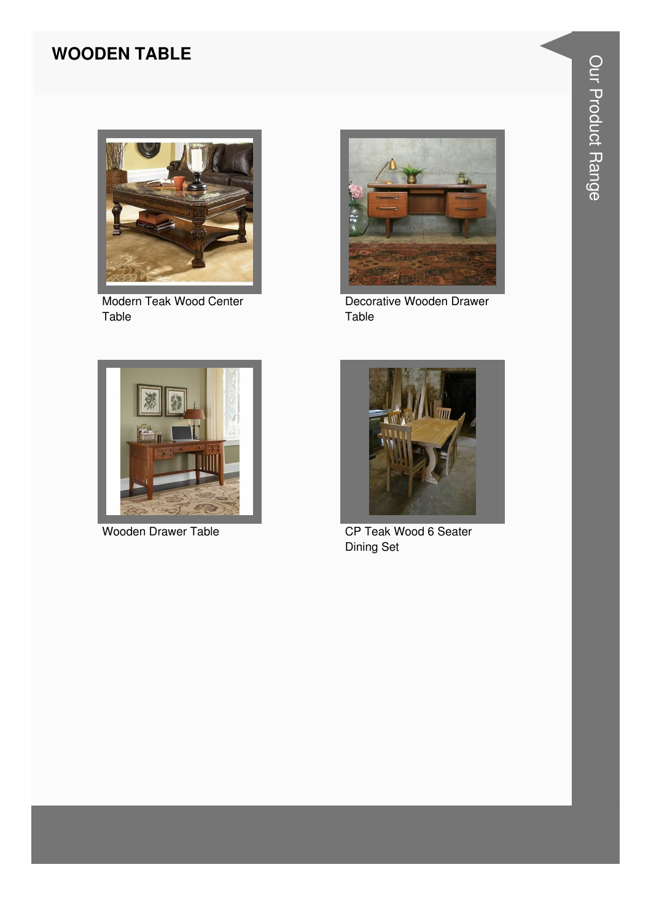## WOODEN TABLE

Modern Teak Wood Center Table

Decorative Wooden Drawer Table

Wooden Drawer Table

CP Teak Wood 6 Seater Dining Set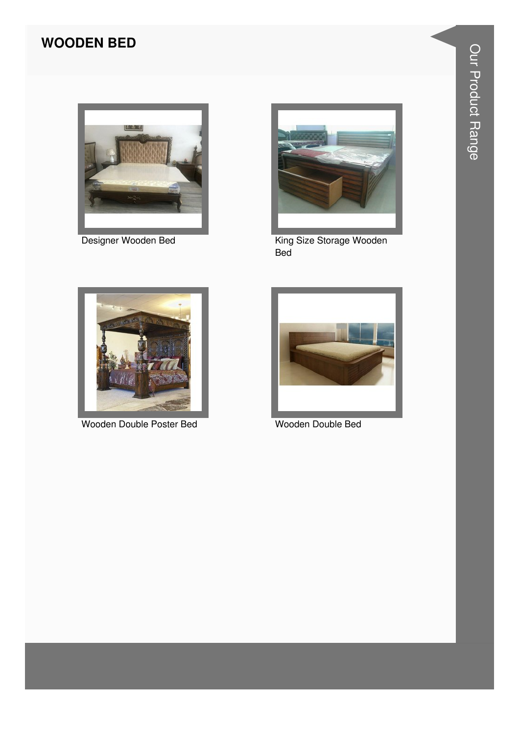# WOODEN BED

Designer Wooden Bed

King Size Storage Wooden Bed

Wooden Double Poster Bed

Wooden Double Bed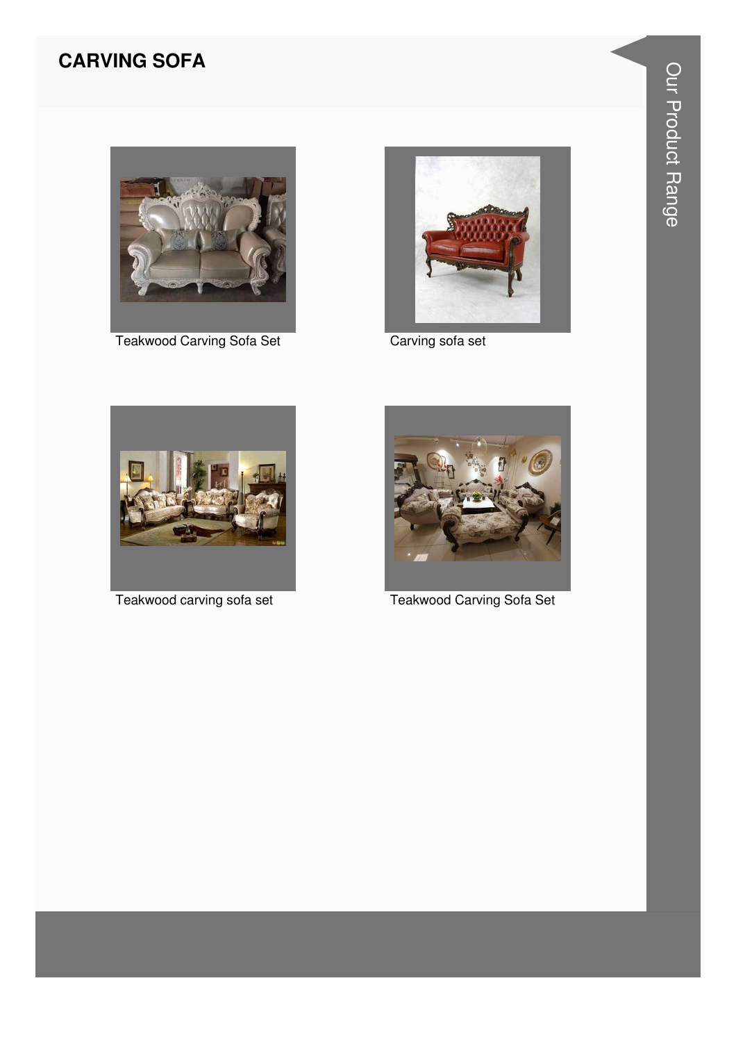## CARVING SOFA

Teakwood Carving Sofa Set

Carving sofa set

Teakwood carving sofa set

Teakwood Carving Sofa Set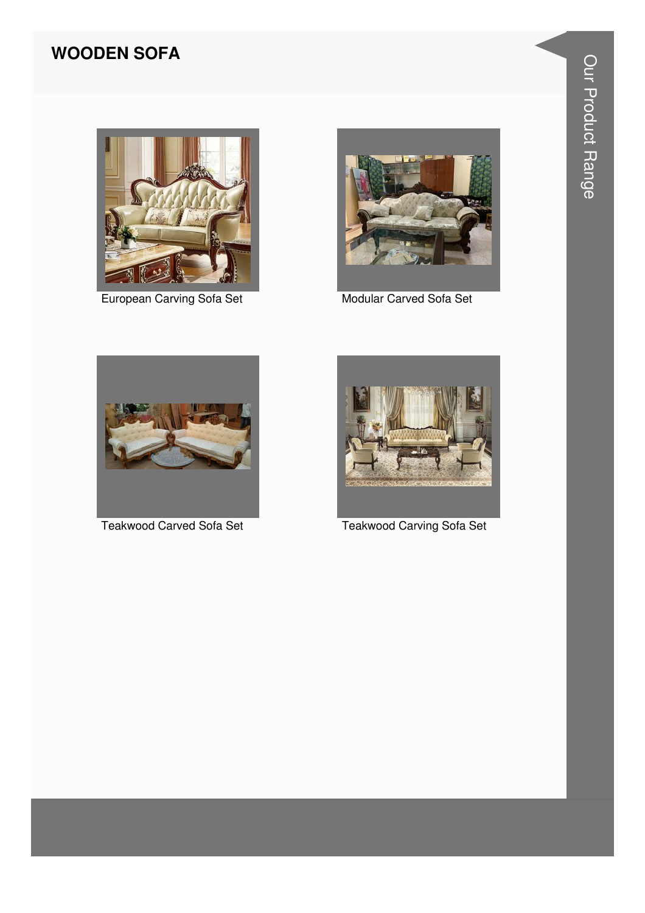## WOODEN SOFA

European Carving Sofa Set

Modular Carved Sofa Set

Teakwood Carved Sofa Set

Teakwood Carving Sofa Set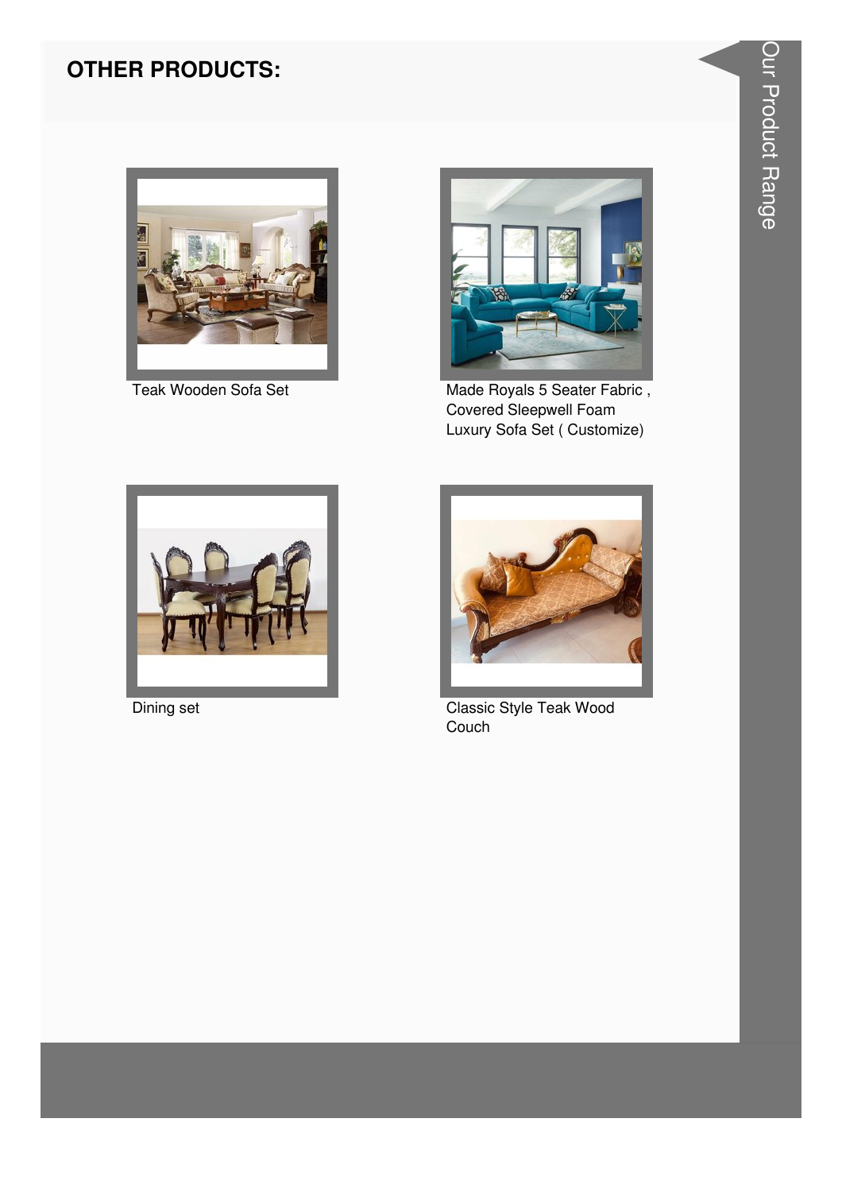## OTHER PRODUCTS:

Teak Wooden Sofa Set

Made Royals 5 Seater Fabric , Covered Sleepwell Foam Luxury Sofa Set ( Customize)

Dining set

Classic Style Teak Wood Couch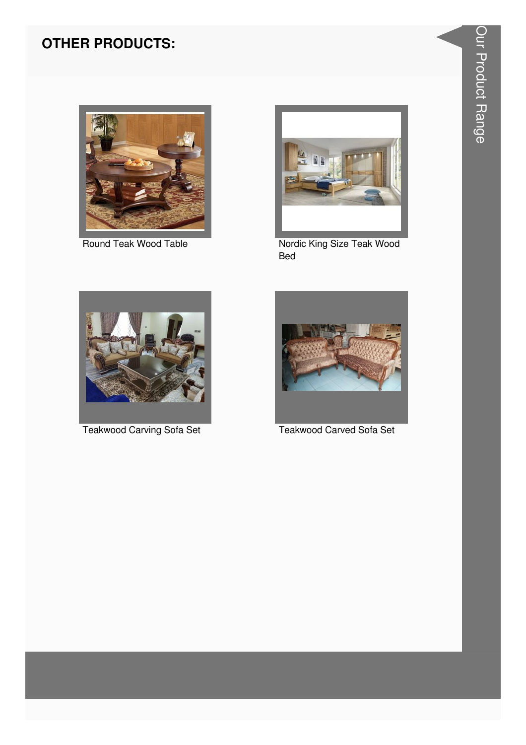## OTHER PRODUCTS:

Round Teak Wood Table

Nordic King Size Teak Wood Bed

Teakwood Carving Sofa Set

Teakwood Carved Sofa Set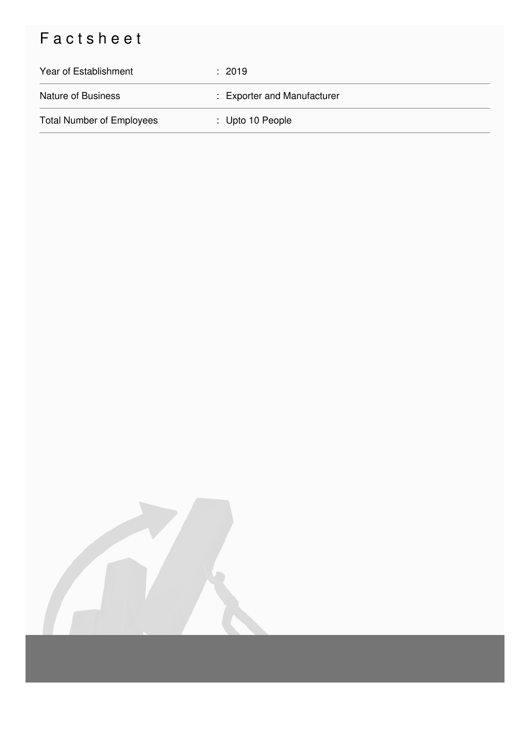# Factsheet

| | |
|---|---|
| Year of Establishment | : 2019 |
| Nature of Business | : Exporter and Manufacturer |
| Total Number of Employees | : Upto 10 People |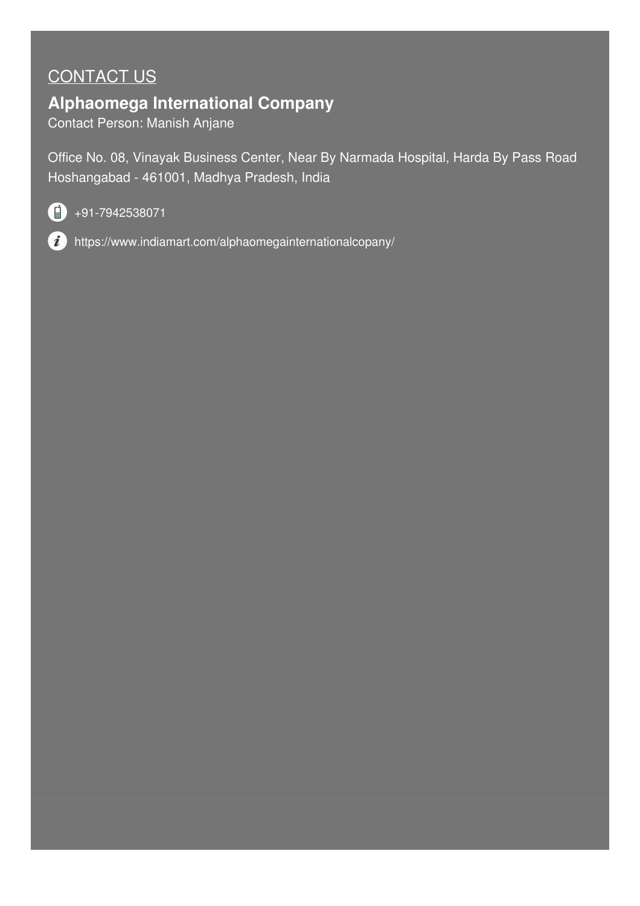## CONTACT US

### Alphaomega International Company

Contact Person: Manish Anjane

Office No. 08, Vinayak Business Center, Near By Narmada Hospital, Harda By Pass Road
Hoshangabad - 461001, Madhya Pradesh, India

+91-7942538071

https://www.indiamart.com/alphaomegainternationalcopany/